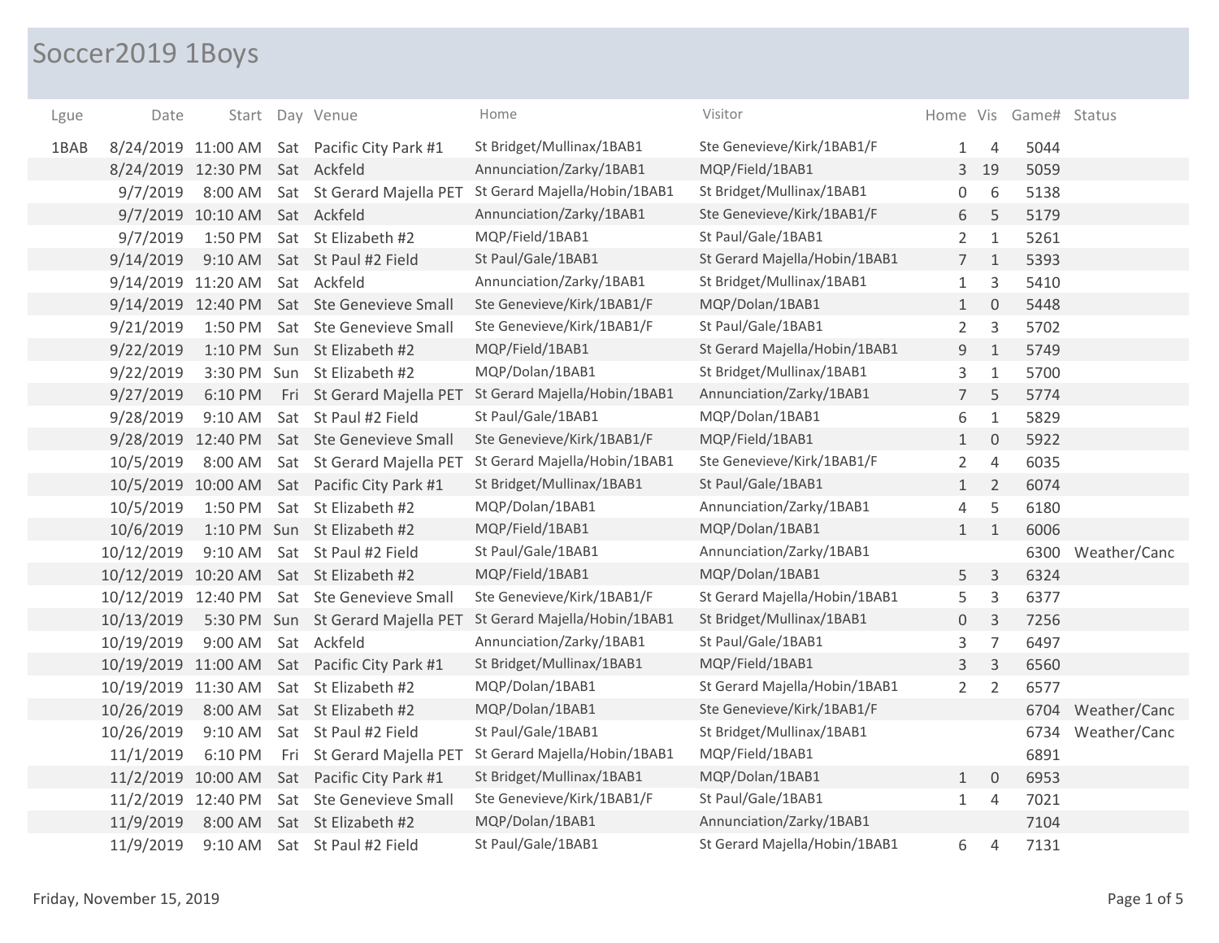# Soccer2019 1Boys

| Lgue | Date | Start | Day | Venue | Home | Visitor | Home | Vis | Game# | Status |
|---|---|---|---|---|---|---|---|---|---|---|
| 1BAB | 8/24/2019 | 11:00 AM | Sat | Pacific City Park #1 | St Bridget/Mullinax/1BAB1 | Ste Genevieve/Kirk/1BAB1/F | 1 | 4 | 5044 | |
| | 8/24/2019 | 12:30 PM | Sat | Ackfeld | Annunciation/Zarky/1BAB1 | MQP/Field/1BAB1 | 3 | 19 | 5059 | |
| | 9/7/2019 | 8:00 AM | Sat | St Gerard Majella PET | St Gerard Majella/Hobin/1BAB1 | St Bridget/Mullinax/1BAB1 | 0 | 6 | 5138 | |
| | 9/7/2019 | 10:10 AM | Sat | Ackfeld | Annunciation/Zarky/1BAB1 | Ste Genevieve/Kirk/1BAB1/F | 6 | 5 | 5179 | |
| | 9/7/2019 | 1:50 PM | Sat | St Elizabeth #2 | MQP/Field/1BAB1 | St Paul/Gale/1BAB1 | 2 | 1 | 5261 | |
| | 9/14/2019 | 9:10 AM | Sat | St Paul #2 Field | St Paul/Gale/1BAB1 | St Gerard Majella/Hobin/1BAB1 | 7 | 1 | 5393 | |
| | 9/14/2019 | 11:20 AM | Sat | Ackfeld | Annunciation/Zarky/1BAB1 | St Bridget/Mullinax/1BAB1 | 1 | 3 | 5410 | |
| | 9/14/2019 | 12:40 PM | Sat | Ste Genevieve Small | Ste Genevieve/Kirk/1BAB1/F | MQP/Dolan/1BAB1 | 1 | 0 | 5448 | |
| | 9/21/2019 | 1:50 PM | Sat | Ste Genevieve Small | Ste Genevieve/Kirk/1BAB1/F | St Paul/Gale/1BAB1 | 2 | 3 | 5702 | |
| | 9/22/2019 | 1:10 PM | Sun | St Elizabeth #2 | MQP/Field/1BAB1 | St Gerard Majella/Hobin/1BAB1 | 9 | 1 | 5749 | |
| | 9/22/2019 | 3:30 PM | Sun | St Elizabeth #2 | MQP/Dolan/1BAB1 | St Bridget/Mullinax/1BAB1 | 3 | 1 | 5700 | |
| | 9/27/2019 | 6:10 PM | Fri | St Gerard Majella PET | St Gerard Majella/Hobin/1BAB1 | Annunciation/Zarky/1BAB1 | 7 | 5 | 5774 | |
| | 9/28/2019 | 9:10 AM | Sat | St Paul #2 Field | St Paul/Gale/1BAB1 | MQP/Dolan/1BAB1 | 6 | 1 | 5829 | |
| | 9/28/2019 | 12:40 PM | Sat | Ste Genevieve Small | Ste Genevieve/Kirk/1BAB1/F | MQP/Field/1BAB1 | 1 | 0 | 5922 | |
| | 10/5/2019 | 8:00 AM | Sat | St Gerard Majella PET | St Gerard Majella/Hobin/1BAB1 | Ste Genevieve/Kirk/1BAB1/F | 2 | 4 | 6035 | |
| | 10/5/2019 | 10:00 AM | Sat | Pacific City Park #1 | St Bridget/Mullinax/1BAB1 | St Paul/Gale/1BAB1 | 1 | 2 | 6074 | |
| | 10/5/2019 | 1:50 PM | Sat | St Elizabeth #2 | MQP/Dolan/1BAB1 | Annunciation/Zarky/1BAB1 | 4 | 5 | 6180 | |
| | 10/6/2019 | 1:10 PM | Sun | St Elizabeth #2 | MQP/Field/1BAB1 | MQP/Dolan/1BAB1 | 1 | 1 | 6006 | |
| | 10/12/2019 | 9:10 AM | Sat | St Paul #2 Field | St Paul/Gale/1BAB1 | Annunciation/Zarky/1BAB1 | | | 6300 | Weather/Canc |
| | 10/12/2019 | 10:20 AM | Sat | St Elizabeth #2 | MQP/Field/1BAB1 | MQP/Dolan/1BAB1 | 5 | 3 | 6324 | |
| | 10/12/2019 | 12:40 PM | Sat | Ste Genevieve Small | Ste Genevieve/Kirk/1BAB1/F | St Gerard Majella/Hobin/1BAB1 | 5 | 3 | 6377 | |
| | 10/13/2019 | 5:30 PM | Sun | St Gerard Majella PET | St Gerard Majella/Hobin/1BAB1 | St Bridget/Mullinax/1BAB1 | 0 | 3 | 7256 | |
| | 10/19/2019 | 9:00 AM | Sat | Ackfeld | Annunciation/Zarky/1BAB1 | St Paul/Gale/1BAB1 | 3 | 7 | 6497 | |
| | 10/19/2019 | 11:00 AM | Sat | Pacific City Park #1 | St Bridget/Mullinax/1BAB1 | MQP/Field/1BAB1 | 3 | 3 | 6560 | |
| | 10/19/2019 | 11:30 AM | Sat | St Elizabeth #2 | MQP/Dolan/1BAB1 | St Gerard Majella/Hobin/1BAB1 | 2 | 2 | 6577 | |
| | 10/26/2019 | 8:00 AM | Sat | St Elizabeth #2 | MQP/Dolan/1BAB1 | Ste Genevieve/Kirk/1BAB1/F | | | 6704 | Weather/Canc |
| | 10/26/2019 | 9:10 AM | Sat | St Paul #2 Field | St Paul/Gale/1BAB1 | St Bridget/Mullinax/1BAB1 | | | 6734 | Weather/Canc |
| | 11/1/2019 | 6:10 PM | Fri | St Gerard Majella PET | St Gerard Majella/Hobin/1BAB1 | MQP/Field/1BAB1 | | | 6891 | |
| | 11/2/2019 | 10:00 AM | Sat | Pacific City Park #1 | St Bridget/Mullinax/1BAB1 | MQP/Dolan/1BAB1 | 1 | 0 | 6953 | |
| | 11/2/2019 | 12:40 PM | Sat | Ste Genevieve Small | Ste Genevieve/Kirk/1BAB1/F | St Paul/Gale/1BAB1 | 1 | 4 | 7021 | |
| | 11/9/2019 | 8:00 AM | Sat | St Elizabeth #2 | MQP/Dolan/1BAB1 | Annunciation/Zarky/1BAB1 | | | 7104 | |
| | 11/9/2019 | 9:10 AM | Sat | St Paul #2 Field | St Paul/Gale/1BAB1 | St Gerard Majella/Hobin/1BAB1 | 6 | 4 | 7131 | |

Friday, November 15, 2019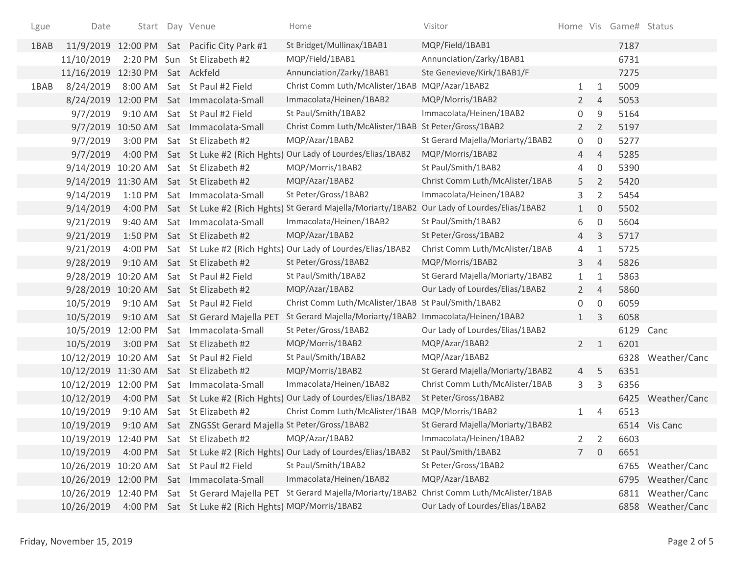| Lgue | Date | Start | Day | Venue | Home | Visitor | Home | Vis | Game# | Status |
|---|---|---|---|---|---|---|---|---|---|---|
| 1BAB | 11/9/2019 | 12:00 PM | Sat | Pacific City Park #1 | St Bridget/Mullinax/1BAB1 | MQP/Field/1BAB1 | | | 7187 | |
| | 11/10/2019 | 2:20 PM | Sun | St Elizabeth #2 | MQP/Field/1BAB1 | Annunciation/Zarky/1BAB1 | | | 6731 | |
| | 11/16/2019 | 12:30 PM | Sat | Ackfeld | Annunciation/Zarky/1BAB1 | Ste Genevieve/Kirk/1BAB1/F | | | 7275 | |
| 1BAB | 8/24/2019 | 8:00 AM | Sat | St Paul #2 Field | Christ Comm Luth/McAlister/1BAB | MQP/Azar/1BAB2 | 1 | 1 | 5009 | |
| | 8/24/2019 | 12:00 PM | Sat | Immacolata-Small | Immacolata/Heinen/1BAB2 | MQP/Morris/1BAB2 | 2 | 4 | 5053 | |
| | 9/7/2019 | 9:10 AM | Sat | St Paul #2 Field | St Paul/Smith/1BAB2 | Immacolata/Heinen/1BAB2 | 0 | 9 | 5164 | |
| | 9/7/2019 | 10:50 AM | Sat | Immacolata-Small | Christ Comm Luth/McAlister/1BAB | St Peter/Gross/1BAB2 | 2 | 2 | 5197 | |
| | 9/7/2019 | 3:00 PM | Sat | St Elizabeth #2 | MQP/Azar/1BAB2 | St Gerard Majella/Moriarty/1BAB2 | 0 | 0 | 5277 | |
| | 9/7/2019 | 4:00 PM | Sat | St Luke #2 (Rich Hghts) | Our Lady of Lourdes/Elias/1BAB2 | MQP/Morris/1BAB2 | 4 | 4 | 5285 | |
| | 9/14/2019 | 10:20 AM | Sat | St Elizabeth #2 | MQP/Morris/1BAB2 | St Paul/Smith/1BAB2 | 4 | 0 | 5390 | |
| | 9/14/2019 | 11:30 AM | Sat | St Elizabeth #2 | MQP/Azar/1BAB2 | Christ Comm Luth/McAlister/1BAB | 5 | 2 | 5420 | |
| | 9/14/2019 | 1:10 PM | Sat | Immacolata-Small | St Peter/Gross/1BAB2 | Immacolata/Heinen/1BAB2 | 3 | 2 | 5454 | |
| | 9/14/2019 | 4:00 PM | Sat | St Luke #2 (Rich Hghts) | St Gerard Majella/Moriarty/1BAB2 | Our Lady of Lourdes/Elias/1BAB2 | 1 | 0 | 5502 | |
| | 9/21/2019 | 9:40 AM | Sat | Immacolata-Small | Immacolata/Heinen/1BAB2 | St Paul/Smith/1BAB2 | 6 | 0 | 5604 | |
| | 9/21/2019 | 1:50 PM | Sat | St Elizabeth #2 | MQP/Azar/1BAB2 | St Peter/Gross/1BAB2 | 4 | 3 | 5717 | |
| | 9/21/2019 | 4:00 PM | Sat | St Luke #2 (Rich Hghts) | Our Lady of Lourdes/Elias/1BAB2 | Christ Comm Luth/McAlister/1BAB | 4 | 1 | 5725 | |
| | 9/28/2019 | 9:10 AM | Sat | St Elizabeth #2 | St Peter/Gross/1BAB2 | MQP/Morris/1BAB2 | 3 | 4 | 5826 | |
| | 9/28/2019 | 10:20 AM | Sat | St Paul #2 Field | St Paul/Smith/1BAB2 | St Gerard Majella/Moriarty/1BAB2 | 1 | 1 | 5863 | |
| | 9/28/2019 | 10:20 AM | Sat | St Elizabeth #2 | MQP/Azar/1BAB2 | Our Lady of Lourdes/Elias/1BAB2 | 2 | 4 | 5860 | |
| | 10/5/2019 | 9:10 AM | Sat | St Paul #2 Field | Christ Comm Luth/McAlister/1BAB | St Paul/Smith/1BAB2 | 0 | 0 | 6059 | |
| | 10/5/2019 | 9:10 AM | Sat | St Gerard Majella PET | St Gerard Majella/Moriarty/1BAB2 | Immacolata/Heinen/1BAB2 | 1 | 3 | 6058 | |
| | 10/5/2019 | 12:00 PM | Sat | Immacolata-Small | St Peter/Gross/1BAB2 | Our Lady of Lourdes/Elias/1BAB2 | | | 6129 | Canc |
| | 10/5/2019 | 3:00 PM | Sat | St Elizabeth #2 | MQP/Morris/1BAB2 | MQP/Azar/1BAB2 | 2 | 1 | 6201 | |
| | 10/12/2019 | 10:20 AM | Sat | St Paul #2 Field | St Paul/Smith/1BAB2 | MQP/Azar/1BAB2 | | | 6328 | Weather/Canc |
| | 10/12/2019 | 11:30 AM | Sat | St Elizabeth #2 | MQP/Morris/1BAB2 | St Gerard Majella/Moriarty/1BAB2 | 4 | 5 | 6351 | |
| | 10/12/2019 | 12:00 PM | Sat | Immacolata-Small | Immacolata/Heinen/1BAB2 | Christ Comm Luth/McAlister/1BAB | 3 | 3 | 6356 | |
| | 10/12/2019 | 4:00 PM | Sat | St Luke #2 (Rich Hghts) | Our Lady of Lourdes/Elias/1BAB2 | St Peter/Gross/1BAB2 | | | 6425 | Weather/Canc |
| | 10/19/2019 | 9:10 AM | Sat | St Elizabeth #2 | Christ Comm Luth/McAlister/1BAB | MQP/Morris/1BAB2 | 1 | 4 | 6513 | |
| | 10/19/2019 | 9:10 AM | Sat | ZNGSSt Gerard Majella | St Peter/Gross/1BAB2 | St Gerard Majella/Moriarty/1BAB2 | | | 6514 | Vis Canc |
| | 10/19/2019 | 12:40 PM | Sat | St Elizabeth #2 | MQP/Azar/1BAB2 | Immacolata/Heinen/1BAB2 | 2 | 2 | 6603 | |
| | 10/19/2019 | 4:00 PM | Sat | St Luke #2 (Rich Hghts) | Our Lady of Lourdes/Elias/1BAB2 | St Paul/Smith/1BAB2 | 7 | 0 | 6651 | |
| | 10/26/2019 | 10:20 AM | Sat | St Paul #2 Field | St Paul/Smith/1BAB2 | St Peter/Gross/1BAB2 | | | 6765 | Weather/Canc |
| | 10/26/2019 | 12:00 PM | Sat | Immacolata-Small | Immacolata/Heinen/1BAB2 | MQP/Azar/1BAB2 | | | 6795 | Weather/Canc |
| | 10/26/2019 | 12:40 PM | Sat | St Gerard Majella PET | St Gerard Majella/Moriarty/1BAB2 | Christ Comm Luth/McAlister/1BAB | | | 6811 | Weather/Canc |
| | 10/26/2019 | 4:00 PM | Sat | St Luke #2 (Rich Hghts) | MQP/Morris/1BAB2 | Our Lady of Lourdes/Elias/1BAB2 | | | 6858 | Weather/Canc |

Friday, November 15, 2019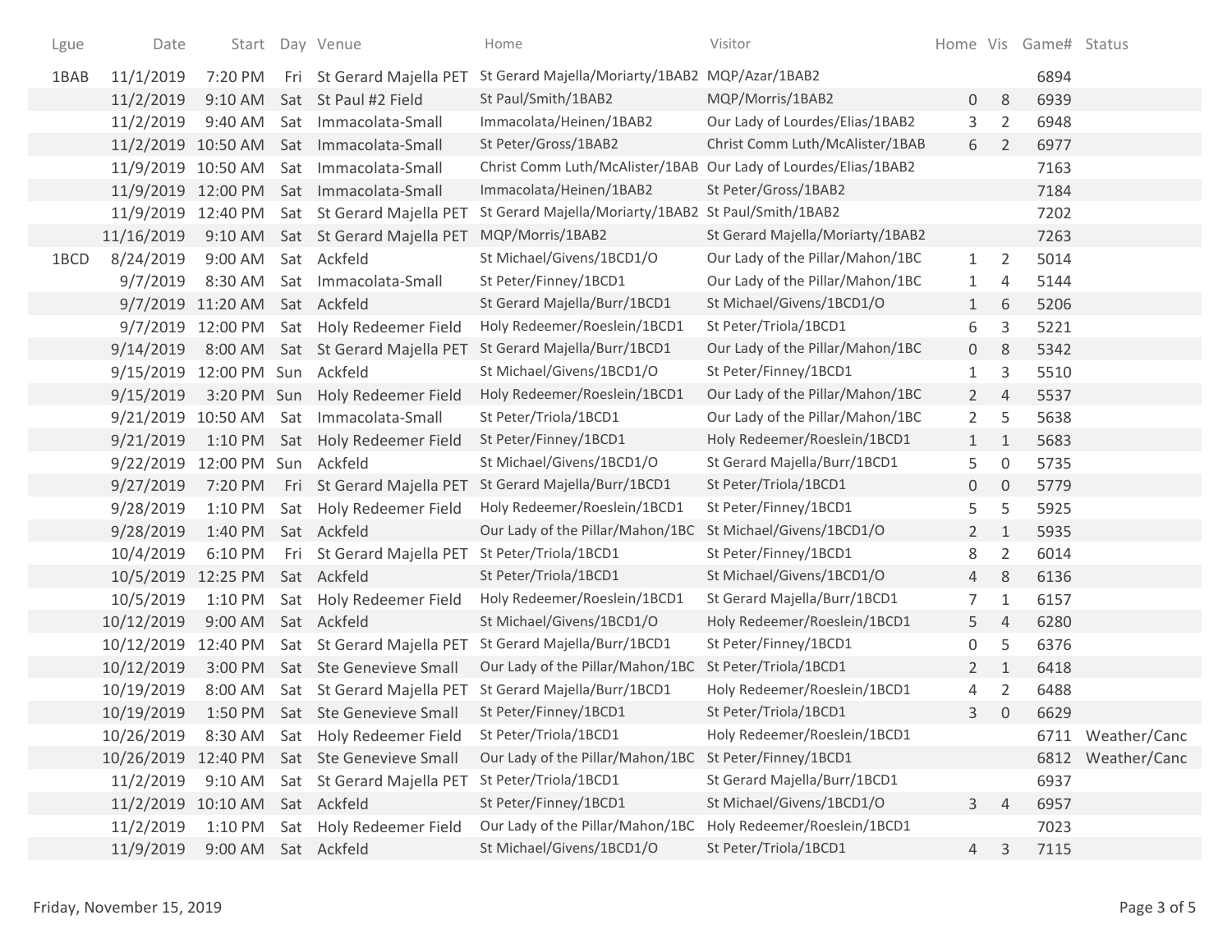| Lgue | Date | Start | Day | Venue | Home | Visitor | Home | Vis | Game# | Status |
|---|---|---|---|---|---|---|---|---|---|---|
| 1BAB | 11/1/2019 | 7:20 PM | Fri | St Gerard Majella PET | St Gerard Majella/Moriarty/1BAB2 | MQP/Azar/1BAB2 | | | 6894 | |
| | 11/2/2019 | 9:10 AM | Sat | St Paul #2 Field | St Paul/Smith/1BAB2 | MQP/Morris/1BAB2 | 0 | 8 | 6939 | |
| | 11/2/2019 | 9:40 AM | Sat | Immacolata-Small | Immacolata/Heinen/1BAB2 | Our Lady of Lourdes/Elias/1BAB2 | 3 | 2 | 6948 | |
| | 11/2/2019 | 10:50 AM | Sat | Immacolata-Small | St Peter/Gross/1BAB2 | Christ Comm Luth/McAlister/1BAB | 6 | 2 | 6977 | |
| | 11/9/2019 | 10:50 AM | Sat | Immacolata-Small | Christ Comm Luth/McAlister/1BAB | Our Lady of Lourdes/Elias/1BAB2 | | | 7163 | |
| | 11/9/2019 | 12:00 PM | Sat | Immacolata-Small | Immacolata/Heinen/1BAB2 | St Peter/Gross/1BAB2 | | | 7184 | |
| | 11/9/2019 | 12:40 PM | Sat | St Gerard Majella PET | St Gerard Majella/Moriarty/1BAB2 | St Paul/Smith/1BAB2 | | | 7202 | |
| | 11/16/2019 | 9:10 AM | Sat | St Gerard Majella PET | MQP/Morris/1BAB2 | St Gerard Majella/Moriarty/1BAB2 | | | 7263 | |
| 1BCD | 8/24/2019 | 9:00 AM | Sat | Ackfeld | St Michael/Givens/1BCD1/O | Our Lady of the Pillar/Mahon/1BC | 1 | 2 | 5014 | |
| | 9/7/2019 | 8:30 AM | Sat | Immacolata-Small | St Peter/Finney/1BCD1 | Our Lady of the Pillar/Mahon/1BC | 1 | 4 | 5144 | |
| | 9/7/2019 | 11:20 AM | Sat | Ackfeld | St Gerard Majella/Burr/1BCD1 | St Michael/Givens/1BCD1/O | 1 | 6 | 5206 | |
| | 9/7/2019 | 12:00 PM | Sat | Holy Redeemer Field | Holy Redeemer/Roeslein/1BCD1 | St Peter/Triola/1BCD1 | 6 | 3 | 5221 | |
| | 9/14/2019 | 8:00 AM | Sat | St Gerard Majella PET | St Gerard Majella/Burr/1BCD1 | Our Lady of the Pillar/Mahon/1BC | 0 | 8 | 5342 | |
| | 9/15/2019 | 12:00 PM | Sun | Ackfeld | St Michael/Givens/1BCD1/O | St Peter/Finney/1BCD1 | 1 | 3 | 5510 | |
| | 9/15/2019 | 3:20 PM | Sun | Holy Redeemer Field | Holy Redeemer/Roeslein/1BCD1 | Our Lady of the Pillar/Mahon/1BC | 2 | 4 | 5537 | |
| | 9/21/2019 | 10:50 AM | Sat | Immacolata-Small | St Peter/Triola/1BCD1 | Our Lady of the Pillar/Mahon/1BC | 2 | 5 | 5638 | |
| | 9/21/2019 | 1:10 PM | Sat | Holy Redeemer Field | St Peter/Finney/1BCD1 | Holy Redeemer/Roeslein/1BCD1 | 1 | 1 | 5683 | |
| | 9/22/2019 | 12:00 PM | Sun | Ackfeld | St Michael/Givens/1BCD1/O | St Gerard Majella/Burr/1BCD1 | 5 | 0 | 5735 | |
| | 9/27/2019 | 7:20 PM | Fri | St Gerard Majella PET | St Gerard Majella/Burr/1BCD1 | St Peter/Triola/1BCD1 | 0 | 0 | 5779 | |
| | 9/28/2019 | 1:10 PM | Sat | Holy Redeemer Field | Holy Redeemer/Roeslein/1BCD1 | St Peter/Finney/1BCD1 | 5 | 5 | 5925 | |
| | 9/28/2019 | 1:40 PM | Sat | Ackfeld | Our Lady of the Pillar/Mahon/1BC | St Michael/Givens/1BCD1/O | 2 | 1 | 5935 | |
| | 10/4/2019 | 6:10 PM | Fri | St Gerard Majella PET | St Peter/Triola/1BCD1 | St Peter/Finney/1BCD1 | 8 | 2 | 6014 | |
| | 10/5/2019 | 12:25 PM | Sat | Ackfeld | St Peter/Triola/1BCD1 | St Michael/Givens/1BCD1/O | 4 | 8 | 6136 | |
| | 10/5/2019 | 1:10 PM | Sat | Holy Redeemer Field | Holy Redeemer/Roeslein/1BCD1 | St Gerard Majella/Burr/1BCD1 | 7 | 1 | 6157 | |
| | 10/12/2019 | 9:00 AM | Sat | Ackfeld | St Michael/Givens/1BCD1/O | Holy Redeemer/Roeslein/1BCD1 | 5 | 4 | 6280 | |
| | 10/12/2019 | 12:40 PM | Sat | St Gerard Majella PET | St Gerard Majella/Burr/1BCD1 | St Peter/Finney/1BCD1 | 0 | 5 | 6376 | |
| | 10/12/2019 | 3:00 PM | Sat | Ste Genevieve Small | Our Lady of the Pillar/Mahon/1BC | St Peter/Triola/1BCD1 | 2 | 1 | 6418 | |
| | 10/19/2019 | 8:00 AM | Sat | St Gerard Majella PET | St Gerard Majella/Burr/1BCD1 | Holy Redeemer/Roeslein/1BCD1 | 4 | 2 | 6488 | |
| | 10/19/2019 | 1:50 PM | Sat | Ste Genevieve Small | St Peter/Finney/1BCD1 | St Peter/Triola/1BCD1 | 3 | 0 | 6629 | |
| | 10/26/2019 | 8:30 AM | Sat | Holy Redeemer Field | St Peter/Triola/1BCD1 | Holy Redeemer/Roeslein/1BCD1 | | | 6711 | Weather/Canc |
| | 10/26/2019 | 12:40 PM | Sat | Ste Genevieve Small | Our Lady of the Pillar/Mahon/1BC | St Peter/Finney/1BCD1 | | | 6812 | Weather/Canc |
| | 11/2/2019 | 9:10 AM | Sat | St Gerard Majella PET | St Peter/Triola/1BCD1 | St Gerard Majella/Burr/1BCD1 | | | 6937 | |
| | 11/2/2019 | 10:10 AM | Sat | Ackfeld | St Peter/Finney/1BCD1 | St Michael/Givens/1BCD1/O | 3 | 4 | 6957 | |
| | 11/2/2019 | 1:10 PM | Sat | Holy Redeemer Field | Our Lady of the Pillar/Mahon/1BC | Holy Redeemer/Roeslein/1BCD1 | | | 7023 | |
| | 11/9/2019 | 9:00 AM | Sat | Ackfeld | St Michael/Givens/1BCD1/O | St Peter/Triola/1BCD1 | 4 | 3 | 7115 | |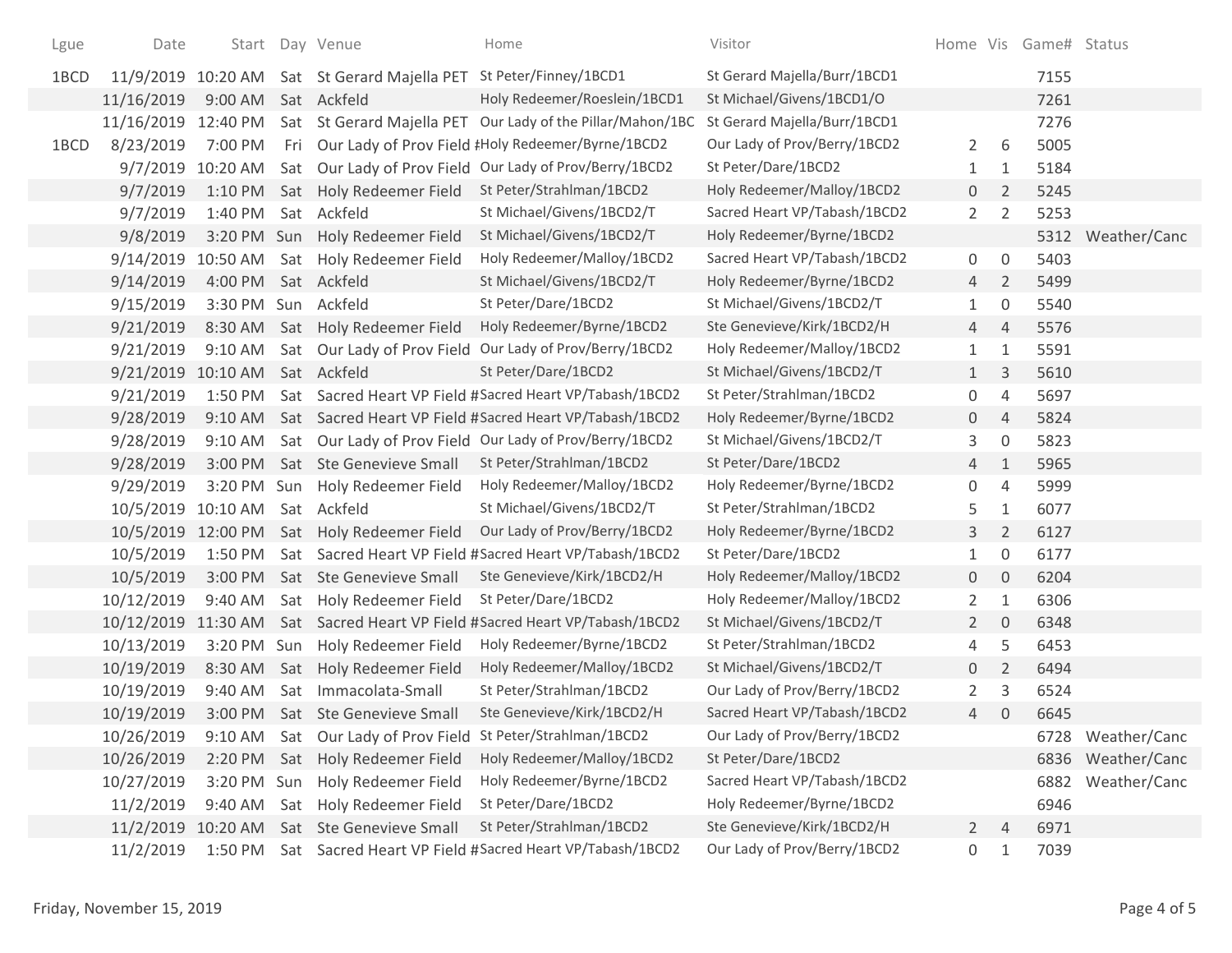| Lgue | Date | Start | Day | Venue | Home | Visitor | Home | Vis | Game# | Status |
|---|---|---|---|---|---|---|---|---|---|---|
| 1BCD | 11/9/2019 | 10:20 AM | Sat | St Gerard Majella PET | St Peter/Finney/1BCD1 | St Gerard Majella/Burr/1BCD1 | | | 7155 | |
| | 11/16/2019 | 9:00 AM | Sat | Ackfeld | Holy Redeemer/Roeslein/1BCD1 | St Michael/Givens/1BCD1/O | | | 7261 | |
| | 11/16/2019 | 12:40 PM | Sat | St Gerard Majella PET | Our Lady of the Pillar/Mahon/1BC | St Gerard Majella/Burr/1BCD1 | | | 7276 | |
| 1BCD | 8/23/2019 | 7:00 PM | Fri | Our Lady of Prov Field # | Holy Redeemer/Byrne/1BCD2 | Our Lady of Prov/Berry/1BCD2 | 2 | 6 | 5005 | |
| | 9/7/2019 | 10:20 AM | Sat | Our Lady of Prov Field | Our Lady of Prov/Berry/1BCD2 | St Peter/Dare/1BCD2 | 1 | 1 | 5184 | |
| | 9/7/2019 | 1:10 PM | Sat | Holy Redeemer Field | St Peter/Strahlman/1BCD2 | Holy Redeemer/Malloy/1BCD2 | 0 | 2 | 5245 | |
| | 9/7/2019 | 1:40 PM | Sat | Ackfeld | St Michael/Givens/1BCD2/T | Sacred Heart VP/Tabash/1BCD2 | 2 | 2 | 5253 | |
| | 9/8/2019 | 3:20 PM | Sun | Holy Redeemer Field | St Michael/Givens/1BCD2/T | Holy Redeemer/Byrne/1BCD2 | | | 5312 | Weather/Canc |
| | 9/14/2019 | 10:50 AM | Sat | Holy Redeemer Field | Holy Redeemer/Malloy/1BCD2 | Sacred Heart VP/Tabash/1BCD2 | 0 | 0 | 5403 | |
| | 9/14/2019 | 4:00 PM | Sat | Ackfeld | St Michael/Givens/1BCD2/T | Holy Redeemer/Byrne/1BCD2 | 4 | 2 | 5499 | |
| | 9/15/2019 | 3:30 PM | Sun | Ackfeld | St Peter/Dare/1BCD2 | St Michael/Givens/1BCD2/T | 1 | 0 | 5540 | |
| | 9/21/2019 | 8:30 AM | Sat | Holy Redeemer Field | Holy Redeemer/Byrne/1BCD2 | Ste Genevieve/Kirk/1BCD2/H | 4 | 4 | 5576 | |
| | 9/21/2019 | 9:10 AM | Sat | Our Lady of Prov Field | Our Lady of Prov/Berry/1BCD2 | Holy Redeemer/Malloy/1BCD2 | 1 | 1 | 5591 | |
| | 9/21/2019 | 10:10 AM | Sat | Ackfeld | St Peter/Dare/1BCD2 | St Michael/Givens/1BCD2/T | 1 | 3 | 5610 | |
| | 9/21/2019 | 1:50 PM | Sat | Sacred Heart VP Field # | Sacred Heart VP/Tabash/1BCD2 | St Peter/Strahlman/1BCD2 | 0 | 4 | 5697 | |
| | 9/28/2019 | 9:10 AM | Sat | Sacred Heart VP Field # | Sacred Heart VP/Tabash/1BCD2 | Holy Redeemer/Byrne/1BCD2 | 0 | 4 | 5824 | |
| | 9/28/2019 | 9:10 AM | Sat | Our Lady of Prov Field | Our Lady of Prov/Berry/1BCD2 | St Michael/Givens/1BCD2/T | 3 | 0 | 5823 | |
| | 9/28/2019 | 3:00 PM | Sat | Ste Genevieve Small | St Peter/Strahlman/1BCD2 | St Peter/Dare/1BCD2 | 4 | 1 | 5965 | |
| | 9/29/2019 | 3:20 PM | Sun | Holy Redeemer Field | Holy Redeemer/Malloy/1BCD2 | Holy Redeemer/Byrne/1BCD2 | 0 | 4 | 5999 | |
| | 10/5/2019 | 10:10 AM | Sat | Ackfeld | St Michael/Givens/1BCD2/T | St Peter/Strahlman/1BCD2 | 5 | 1 | 6077 | |
| | 10/5/2019 | 12:00 PM | Sat | Holy Redeemer Field | Our Lady of Prov/Berry/1BCD2 | Holy Redeemer/Byrne/1BCD2 | 3 | 2 | 6127 | |
| | 10/5/2019 | 1:50 PM | Sat | Sacred Heart VP Field # | Sacred Heart VP/Tabash/1BCD2 | St Peter/Dare/1BCD2 | 1 | 0 | 6177 | |
| | 10/5/2019 | 3:00 PM | Sat | Ste Genevieve Small | Ste Genevieve/Kirk/1BCD2/H | Holy Redeemer/Malloy/1BCD2 | 0 | 0 | 6204 | |
| | 10/12/2019 | 9:40 AM | Sat | Holy Redeemer Field | St Peter/Dare/1BCD2 | Holy Redeemer/Malloy/1BCD2 | 2 | 1 | 6306 | |
| | 10/12/2019 | 11:30 AM | Sat | Sacred Heart VP Field # | Sacred Heart VP/Tabash/1BCD2 | St Michael/Givens/1BCD2/T | 2 | 0 | 6348 | |
| | 10/13/2019 | 3:20 PM | Sun | Holy Redeemer Field | Holy Redeemer/Byrne/1BCD2 | St Peter/Strahlman/1BCD2 | 4 | 5 | 6453 | |
| | 10/19/2019 | 8:30 AM | Sat | Holy Redeemer Field | Holy Redeemer/Malloy/1BCD2 | St Michael/Givens/1BCD2/T | 0 | 2 | 6494 | |
| | 10/19/2019 | 9:40 AM | Sat | Immacolata-Small | St Peter/Strahlman/1BCD2 | Our Lady of Prov/Berry/1BCD2 | 2 | 3 | 6524 | |
| | 10/19/2019 | 3:00 PM | Sat | Ste Genevieve Small | Ste Genevieve/Kirk/1BCD2/H | Sacred Heart VP/Tabash/1BCD2 | 4 | 0 | 6645 | |
| | 10/26/2019 | 9:10 AM | Sat | Our Lady of Prov Field | St Peter/Strahlman/1BCD2 | Our Lady of Prov/Berry/1BCD2 | | | 6728 | Weather/Canc |
| | 10/26/2019 | 2:20 PM | Sat | Holy Redeemer Field | Holy Redeemer/Malloy/1BCD2 | St Peter/Dare/1BCD2 | | | 6836 | Weather/Canc |
| | 10/27/2019 | 3:20 PM | Sun | Holy Redeemer Field | Holy Redeemer/Byrne/1BCD2 | Sacred Heart VP/Tabash/1BCD2 | | | 6882 | Weather/Canc |
| | 11/2/2019 | 9:40 AM | Sat | Holy Redeemer Field | St Peter/Dare/1BCD2 | Holy Redeemer/Byrne/1BCD2 | | | 6946 | |
| | 11/2/2019 | 10:20 AM | Sat | Ste Genevieve Small | St Peter/Strahlman/1BCD2 | Ste Genevieve/Kirk/1BCD2/H | 2 | 4 | 6971 | |
| | 11/2/2019 | 1:50 PM | Sat | Sacred Heart VP Field # | Sacred Heart VP/Tabash/1BCD2 | Our Lady of Prov/Berry/1BCD2 | 0 | 1 | 7039 | |

Friday, November 15, 2019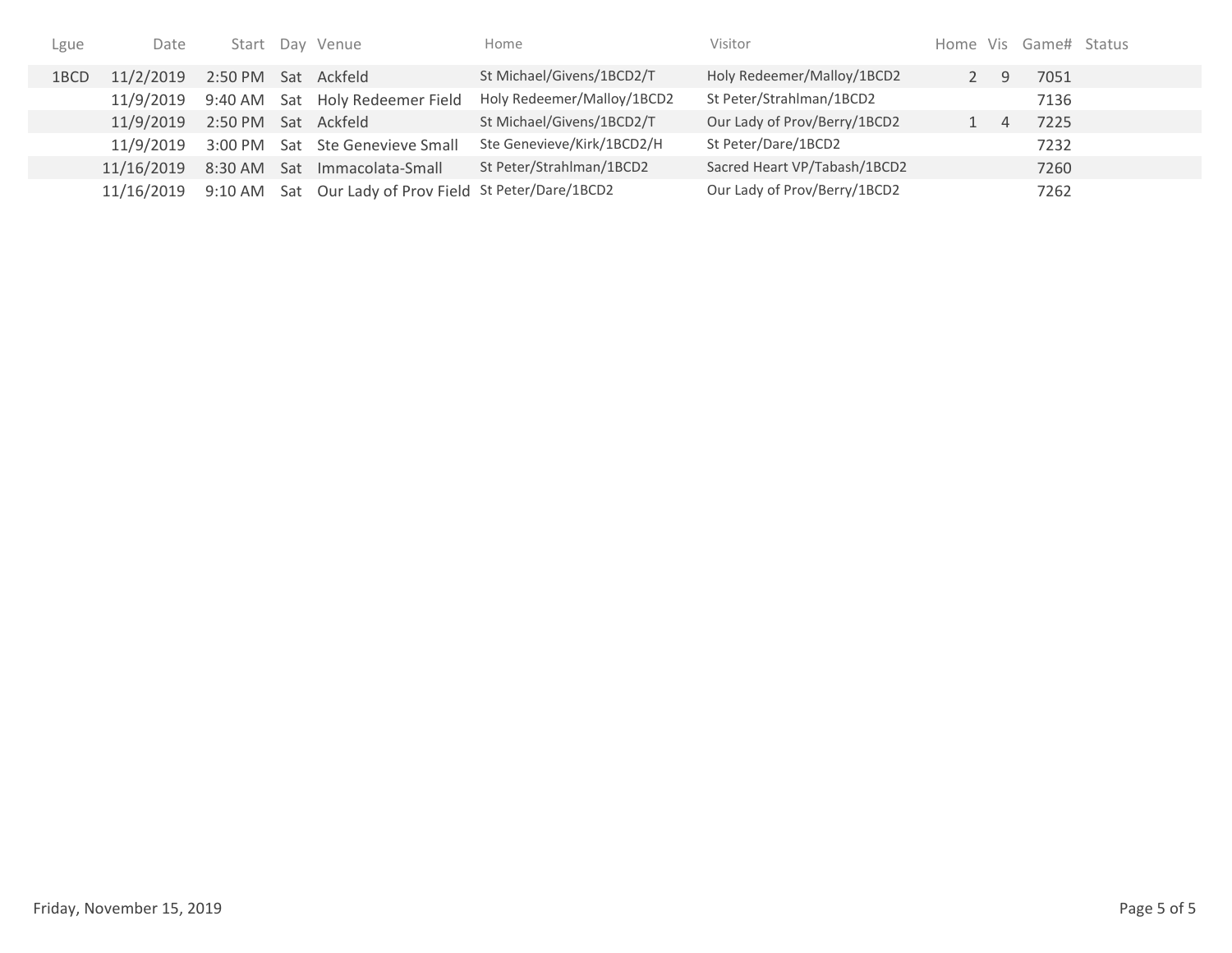| Lgue | Date | Start | Day | Venue | Home | Visitor | Home | Vis | Game# | Status |
|---|---|---|---|---|---|---|---|---|---|---|
| 1BCD | 11/2/2019 | 2:50 PM | Sat | Ackfeld | St Michael/Givens/1BCD2/T | Holy Redeemer/Malloy/1BCD2 | 2 | 9 | 7051 | |
| | 11/9/2019 | 9:40 AM | Sat | Holy Redeemer Field | Holy Redeemer/Malloy/1BCD2 | St Peter/Strahlman/1BCD2 | | | 7136 | |
| | 11/9/2019 | 2:50 PM | Sat | Ackfeld | St Michael/Givens/1BCD2/T | Our Lady of Prov/Berry/1BCD2 | 1 | 4 | 7225 | |
| | 11/9/2019 | 3:00 PM | Sat | Ste Genevieve Small | Ste Genevieve/Kirk/1BCD2/H | St Peter/Dare/1BCD2 | | | 7232 | |
| | 11/16/2019 | 8:30 AM | Sat | Immacolata-Small | St Peter/Strahlman/1BCD2 | Sacred Heart VP/Tabash/1BCD2 | | | 7260 | |
| | 11/16/2019 | 9:10 AM | Sat | Our Lady of Prov Field | St Peter/Dare/1BCD2 | Our Lady of Prov/Berry/1BCD2 | | | 7262 | |

Friday, November 15, 2019